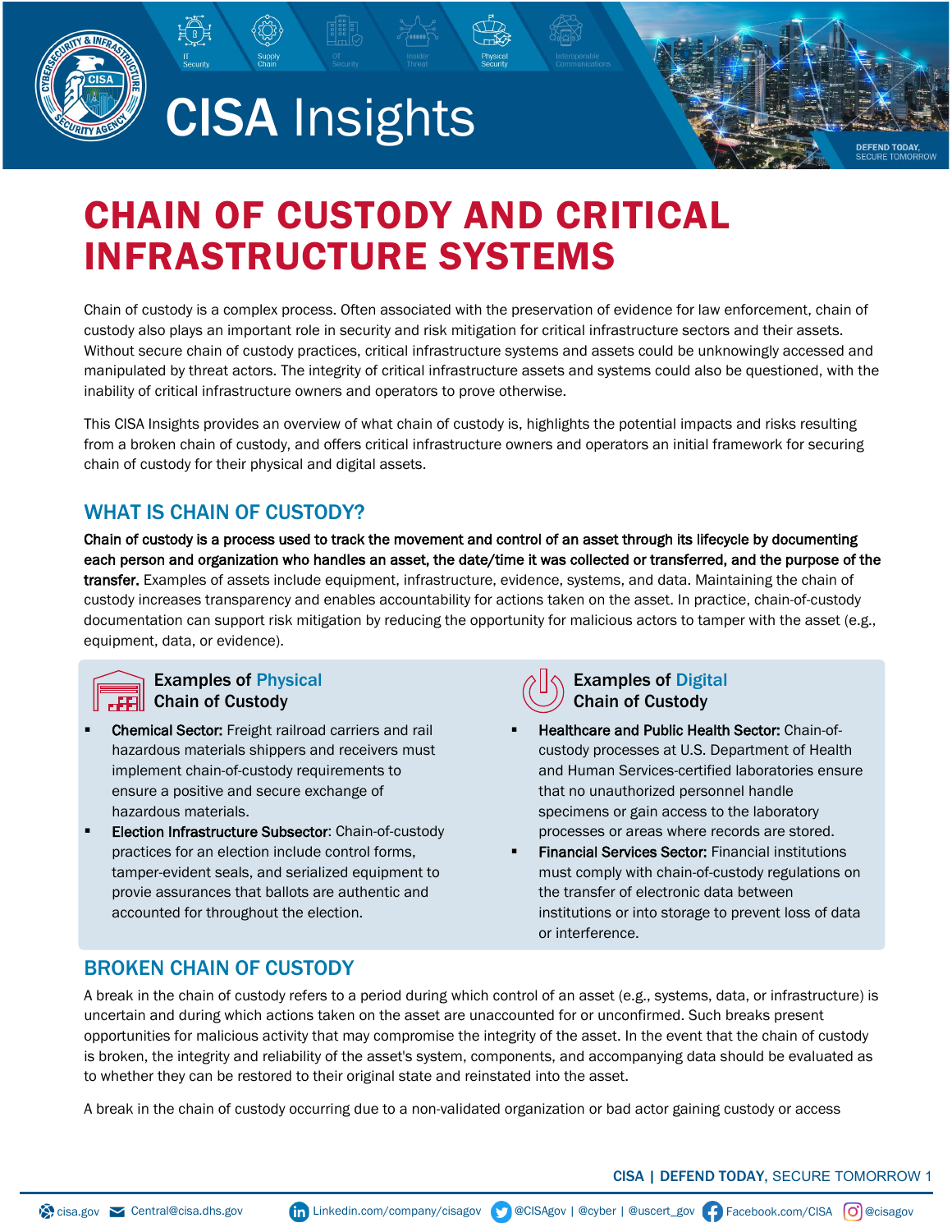# CHAIN OF CUSTODY AND CRITICAL INFRASTRUCTURE SYSTEMS

Chain of custody is a complex process. Often associated with the preservation of evidence for law enforcement, chain of custody also plays an important role in security and risk mitigation for critical infrastructure sectors and their assets. Without secure chain of custody practices, critical infrastructure systems and assets could be unknowingly accessed and manipulated by threat actors. The integrity of critical infrastructure assets and systems could also be questioned, with the inability of critical infrastructure owners and operators to prove otherwise.

This CISA Insights provides an overview of what chain of custody is, highlights the potential impacts and risks resulting from a broken chain of custody, and offers critical infrastructure owners and operators an initial framework for securing chain of custody for their physical and digital assets.

## WHAT IS CHAIN OF CUSTODY?

**Chain of custody is a process used to track the movement and control of an asset through its lifecycle by documenting each person and organization who handles an asset, the date/time it was collected or transferred, and the purpose of the transfer.** Examples of assets include equipment, infrastructure, evidence, systems, and data. Maintaining the chain of custody increases transparency and enables accountability for actions taken on the asset. In practice, chain-of-custody documentation can support risk mitigation by reducing the opportunity for malicious actors to tamper with the asset (e.g., equipment, data, or evidence).

### Examples of Physical Chain of Custody

- **Chemical Sector:** Freight railroad carriers and rail hazardous materials shippers and receivers must implement chain-of-custody requirements to ensure a positive and secure exchange of hazardous materials.
- **Election Infrastructure Subsector**: Chain-of-custody practices for an election include control forms, tamper-evident seals, and serialized equipment to provie assurances that ballots are authentic and accounted for throughout the election.

### Examples of Digital Chain of Custody

- **Healthcare and Public Health Sector:** Chain-of-custody processes at U.S. Department of Health and Human Services-certified laboratories ensure that no unauthorized personnel handle specimens or gain access to the laboratory processes or areas where records are stored.
- **Financial Services Sector:** Financial institutions must comply with chain-of-custody regulations on the transfer of electronic data between institutions or into storage to prevent loss of data or interference.

## BROKEN CHAIN OF CUSTODY

A break in the chain of custody refers to a period during which control of an asset (e.g., systems, data, or infrastructure) is uncertain and during which actions taken on the asset are unaccounted for or unconfirmed. Such breaks present opportunities for malicious activity that may compromise the integrity of the asset. In the event that the chain of custody is broken, the integrity and reliability of the asset's system, components, and accompanying data should be evaluated as to whether they can be restored to their original state and reinstated into the asset.

A break in the chain of custody occurring due to a non-validated organization or bad actor gaining custody or access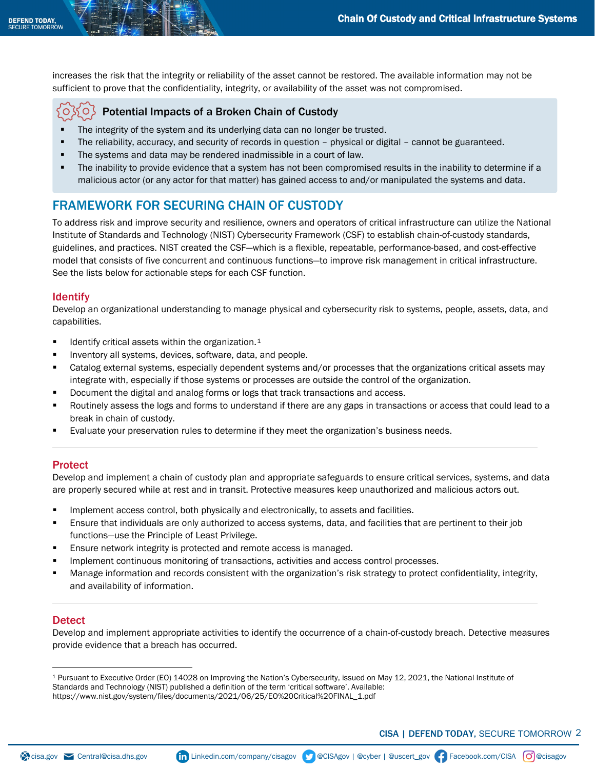increases the risk that the integrity or reliability of the asset cannot be restored. The available information may not be sufficient to prove that the confidentiality, integrity, or availability of the asset was not compromised.

### Potential Impacts of a Broken Chain of Custody

- The integrity of the system and its underlying data can no longer be trusted.
- The reliability, accuracy, and security of records in question – physical or digital – cannot be guaranteed.
- The systems and data may be rendered inadmissible in a court of law.
- The inability to provide evidence that a system has not been compromised results in the inability to determine if a malicious actor (or any actor for that matter) has gained access to and/or manipulated the systems and data.

## FRAMEWORK FOR SECURING CHAIN OF CUSTODY

To address risk and improve security and resilience, owners and operators of critical infrastructure can utilize the National Institute of Standards and Technology (NIST) Cybersecurity Framework (CSF) to establish chain-of-custody standards, guidelines, and practices. NIST created the CSF—which is a flexible, repeatable, performance-based, and cost-effective model that consists of five concurrent and continuous functions—to improve risk management in critical infrastructure. See the lists below for actionable steps for each CSF function.

### Identify

Develop an organizational understanding to manage physical and cybersecurity risk to systems, people, assets, data, and capabilities.

- Identify critical assets within the organization.[1]
- Inventory all systems, devices, software, data, and people.
- Catalog external systems, especially dependent systems and/or processes that the organizations critical assets may integrate with, especially if those systems or processes are outside the control of the organization.
- Document the digital and analog forms or logs that track transactions and access.
- Routinely assess the logs and forms to understand if there are any gaps in transactions or access that could lead to a break in chain of custody.
- Evaluate your preservation rules to determine if they meet the organization's business needs.

### Protect

Develop and implement a chain of custody plan and appropriate safeguards to ensure critical services, systems, and data are properly secured while at rest and in transit. Protective measures keep unauthorized and malicious actors out.

- Implement access control, both physically and electronically, to assets and facilities.
- Ensure that individuals are only authorized to access systems, data, and facilities that are pertinent to their job functions—use the Principle of Least Privilege.
- Ensure network integrity is protected and remote access is managed.
- Implement continuous monitoring of transactions, activities and access control processes.
- Manage information and records consistent with the organization's risk strategy to protect confidentiality, integrity, and availability of information.

### Detect

Develop and implement appropriate activities to identify the occurrence of a chain-of-custody breach. Detective measures provide evidence that a breach has occurred.

---

[1] Pursuant to Executive Order (EO) 14028 on Improving the Nation's Cybersecurity, issued on May 12, 2021, the National Institute of Standards and Technology (NIST) published a definition of the term 'critical software'. Available: https://www.nist.gov/system/files/documents/2021/06/25/EO%20Critical%20FINAL_1.pdf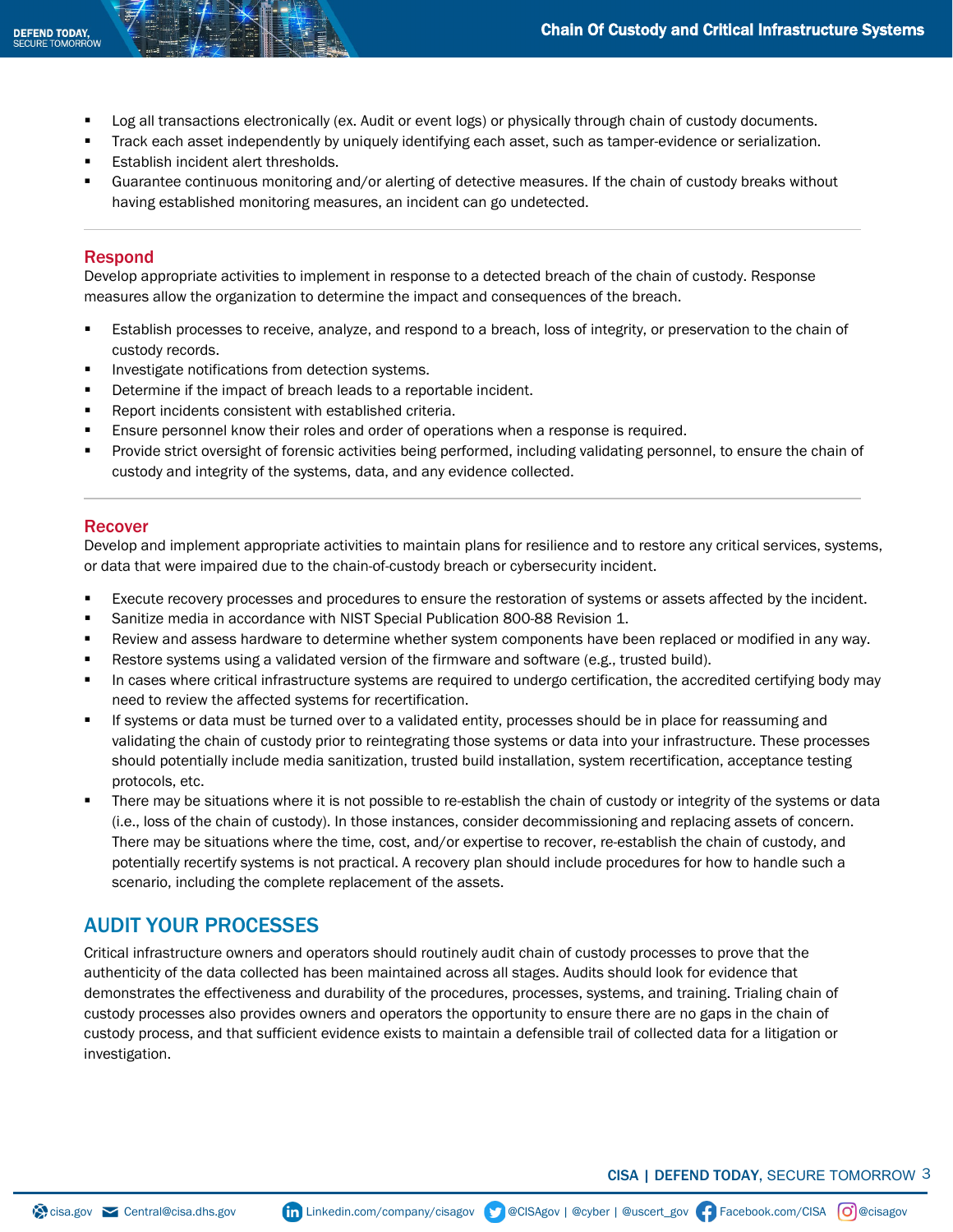- Log all transactions electronically (ex. Audit or event logs) or physically through chain of custody documents.
- Track each asset independently by uniquely identifying each asset, such as tamper-evidence or serialization.
- Establish incident alert thresholds.
- Guarantee continuous monitoring and/or alerting of detective measures. If the chain of custody breaks without having established monitoring measures, an incident can go undetected.

### Respond

Develop appropriate activities to implement in response to a detected breach of the chain of custody. Response measures allow the organization to determine the impact and consequences of the breach.

- Establish processes to receive, analyze, and respond to a breach, loss of integrity, or preservation to the chain of custody records.
- Investigate notifications from detection systems.
- Determine if the impact of breach leads to a reportable incident.
- Report incidents consistent with established criteria.
- Ensure personnel know their roles and order of operations when a response is required.
- Provide strict oversight of forensic activities being performed, including validating personnel, to ensure the chain of custody and integrity of the systems, data, and any evidence collected.

### Recover

Develop and implement appropriate activities to maintain plans for resilience and to restore any critical services, systems, or data that were impaired due to the chain-of-custody breach or cybersecurity incident.

- Execute recovery processes and procedures to ensure the restoration of systems or assets affected by the incident.
- Sanitize media in accordance with NIST Special Publication 800-88 Revision 1.
- Review and assess hardware to determine whether system components have been replaced or modified in any way.
- Restore systems using a validated version of the firmware and software (e.g., trusted build).
- In cases where critical infrastructure systems are required to undergo certification, the accredited certifying body may need to review the affected systems for recertification.
- If systems or data must be turned over to a validated entity, processes should be in place for reassuming and validating the chain of custody prior to reintegrating those systems or data into your infrastructure. These processes should potentially include media sanitization, trusted build installation, system recertification, acceptance testing protocols, etc.
- There may be situations where it is not possible to re-establish the chain of custody or integrity of the systems or data (i.e., loss of the chain of custody). In those instances, consider decommissioning and replacing assets of concern. There may be situations where the time, cost, and/or expertise to recover, re-establish the chain of custody, and potentially recertify systems is not practical. A recovery plan should include procedures for how to handle such a scenario, including the complete replacement of the assets.

## AUDIT YOUR PROCESSES

Critical infrastructure owners and operators should routinely audit chain of custody processes to prove that the authenticity of the data collected has been maintained across all stages. Audits should look for evidence that demonstrates the effectiveness and durability of the procedures, processes, systems, and training. Trialing chain of custody processes also provides owners and operators the opportunity to ensure there are no gaps in the chain of custody process, and that sufficient evidence exists to maintain a defensible trail of collected data for a litigation or investigation.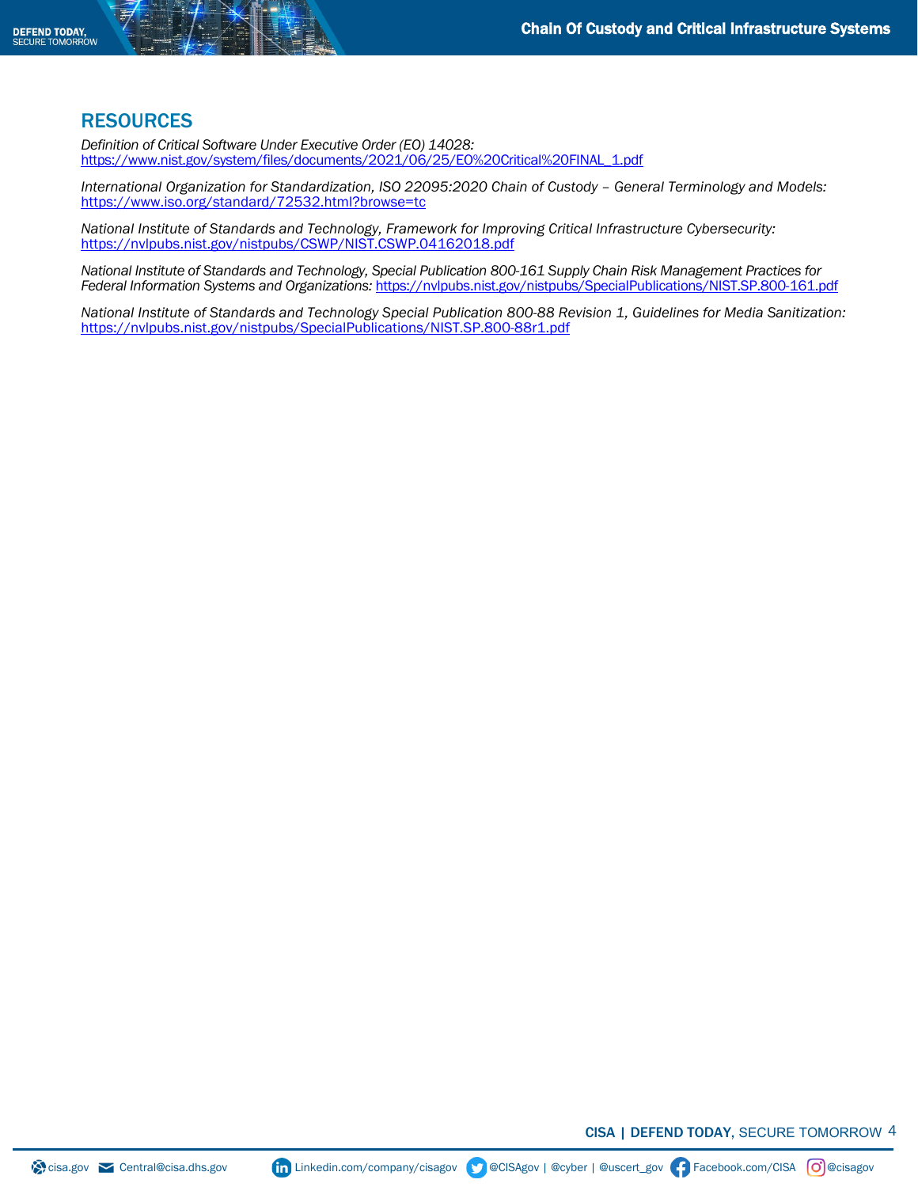## RESOURCES

*Definition of Critical Software Under Executive Order (EO) 14028:*
https://www.nist.gov/system/files/documents/2021/06/25/EO%20Critical%20FINAL_1.pdf

*International Organization for Standardization, ISO 22095:2020 Chain of Custody – General Terminology and Models:*
https://www.iso.org/standard/72532.html?browse=tc

*National Institute of Standards and Technology, Framework for Improving Critical Infrastructure Cybersecurity:*
https://nvlpubs.nist.gov/nistpubs/CSWP/NIST.CSWP.04162018.pdf

*National Institute of Standards and Technology, Special Publication 800-161 Supply Chain Risk Management Practices for Federal Information Systems and Organizations:* https://nvlpubs.nist.gov/nistpubs/SpecialPublications/NIST.SP.800-161.pdf

*National Institute of Standards and Technology Special Publication 800-88 Revision 1, Guidelines for Media Sanitization:*
https://nvlpubs.nist.gov/nistpubs/SpecialPublications/NIST.SP.800-88r1.pdf